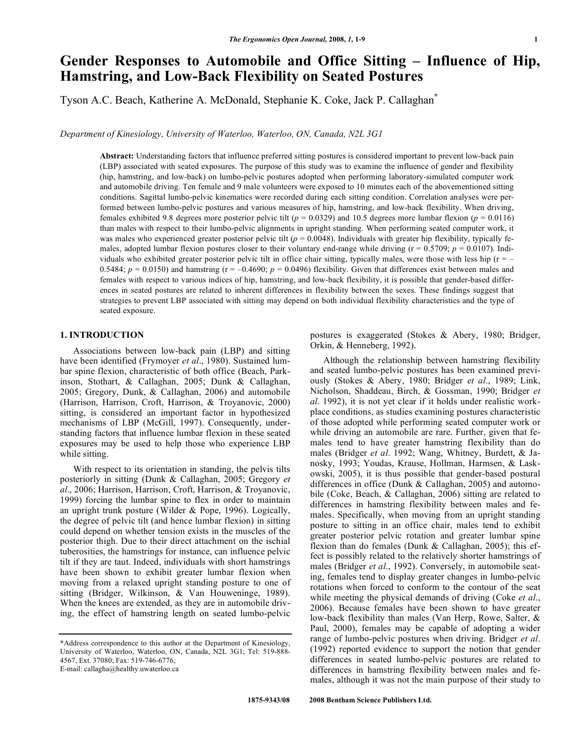# Gender Responses to Automobile and Office Sitting – Influence of Hip, Hamstring, and Low-Back Flexibility on Seated Postures

Tyson A.C. Beach, Katherine A. McDonald, Stephanie K. Coke, Jack P. Callaghan*

*Department of Kinesiology, University of Waterloo, Waterloo, ON, Canada, N2L 3G1*

**Abstract:** Understanding factors that influence preferred sitting postures is considered important to prevent low-back pain (LBP) associated with seated exposures. The purpose of this study was to examine the influence of gender and flexibility (hip, hamstring, and low-back) on lumbo-pelvic postures adopted when performing laboratory-simulated computer work and automobile driving. Ten female and 9 male volunteers were exposed to 10 minutes each of the abovementioned sitting conditions. Sagittal lumbo-pelvic kinematics were recorded during each sitting condition. Correlation analyses were performed between lumbo-pelvic postures and various measures of hip, hamstring, and low-back flexibility. When driving, females exhibited 9.8 degrees more posterior pelvic tilt ($p = 0.0329$) and 10.5 degrees more lumbar flexion ($p = 0.0116$) than males with respect to their lumbo-pelvic alignments in upright standing. When performing seated computer work, it was males who experienced greater posterior pelvic tilt ($p = 0.0048$). Individuals with greater hip flexibility, typically females, adopted lumbar flexion postures closer to their voluntary end-range while driving ($r = 0.5709$; $p = 0.0107$). Individuals who exhibited greater posterior pelvic tilt in office chair sitting, typically males, were those with less hip ($r = -0.5484$; $p = 0.0150$) and hamstring ($r = -0.4690$; $p = 0.0496$) flexibility. Given that differences exist between males and females with respect to various indices of hip, hamstring, and low-back flexibility, it is possible that gender-based differences in seated postures are related to inherent differences in flexibility between the sexes. These findings suggest that strategies to prevent LBP associated with sitting may depend on both individual flexibility characteristics and the type of seated exposure.

## 1. INTRODUCTION

Associations between low-back pain (LBP) and sitting have been identified (Frymoyer *et al*., 1980). Sustained lumbar spine flexion, characteristic of both office (Beach, Parkinson, Stothart, & Callaghan, 2005; Dunk & Callaghan, 2005; Gregory, Dunk, & Callaghan, 2006) and automobile (Harrison, Harrison, Croft, Harrison, & Troyanovic, 2000) sitting, is considered an important factor in hypothesized mechanisms of LBP (McGill, 1997). Consequently, understanding factors that influence lumbar flexion in these seated exposures may be used to help those who experience LBP while sitting.

With respect to its orientation in standing, the pelvis tilts posteriorly in sitting (Dunk & Callaghan, 2005; Gregory *et al*., 2006; Harrison, Harrison, Croft, Harrison, & Troyanovic, 1999) forcing the lumbar spine to flex in order to maintain an upright trunk posture (Wilder & Pope, 1996). Logically, the degree of pelvic tilt (and hence lumbar flexion) in sitting could depend on whether tension exists in the muscles of the posterior thigh. Due to their direct attachment on the ischial tuberosities, the hamstrings for instance, can influence pelvic tilt if they are taut. Indeed, individuals with short hamstrings have been shown to exhibit greater lumbar flexion when moving from a relaxed upright standing posture to one of sitting (Bridger, Wilkinson, & Van Houweninge, 1989). When the knees are extended, as they are in automobile driving, the effect of hamstring length on seated lumbo-pelvic postures is exaggerated (Stokes & Abery, 1980; Bridger, Orkin, & Henneberg, 1992).

Although the relationship between hamstring flexibility and seated lumbo-pelvic postures has been examined previously (Stokes & Abery, 1980; Bridger *et al*., 1989; Link, Nicholson, Shaddeau, Birch, & Gossman, 1990; Bridger *et al*. 1992), it is not yet clear if it holds under realistic workplace conditions, as studies examining postures characteristic of those adopted while performing seated computer work or while driving an automobile are rare. Further, given that females tend to have greater hamstring flexibility than do males (Bridger *et al*. 1992; Wang, Whitney, Burdett, & Janosky, 1993; Youdas, Krause, Hollman, Harmsen, & Laskowski, 2005), it is thus possible that gender-based postural differences in office (Dunk & Callaghan, 2005) and automobile (Coke, Beach, & Callaghan, 2006) sitting are related to differences in hamstring flexibility between males and females. Specifically, when moving from an upright standing posture to sitting in an office chair, males tend to exhibit greater posterior pelvic rotation and greater lumbar spine flexion than do females (Dunk & Callaghan, 2005); this effect is possibly related to the relatively shorter hamstrings of males (Bridger *et al*., 1992). Conversely, in automobile seating, females tend to display greater changes in lumbo-pelvic rotations when forced to conform to the contour of the seat while meeting the physical demands of driving (Coke *et al*., 2006). Because females have been shown to have greater low-back flexibility than males (Van Herp, Rowe, Salter, & Paul, 2000), females may be capable of adopting a wider range of lumbo-pelvic postures when driving. Bridger *et al*. (1992) reported evidence to support the notion that gender differences in seated lumbo-pelvic postures are related to differences in hamstring flexibility between males and females, although it was not the main purpose of their study to

*Address correspondence to this author at the Department of Kinesiology, University of Waterloo, Waterloo, ON, Canada, N2L 3G1; Tel: 519-888-4567, Ext. 37080; Fax: 519-746-6776;
E-mail: callagha@healthy.uwaterloo.ca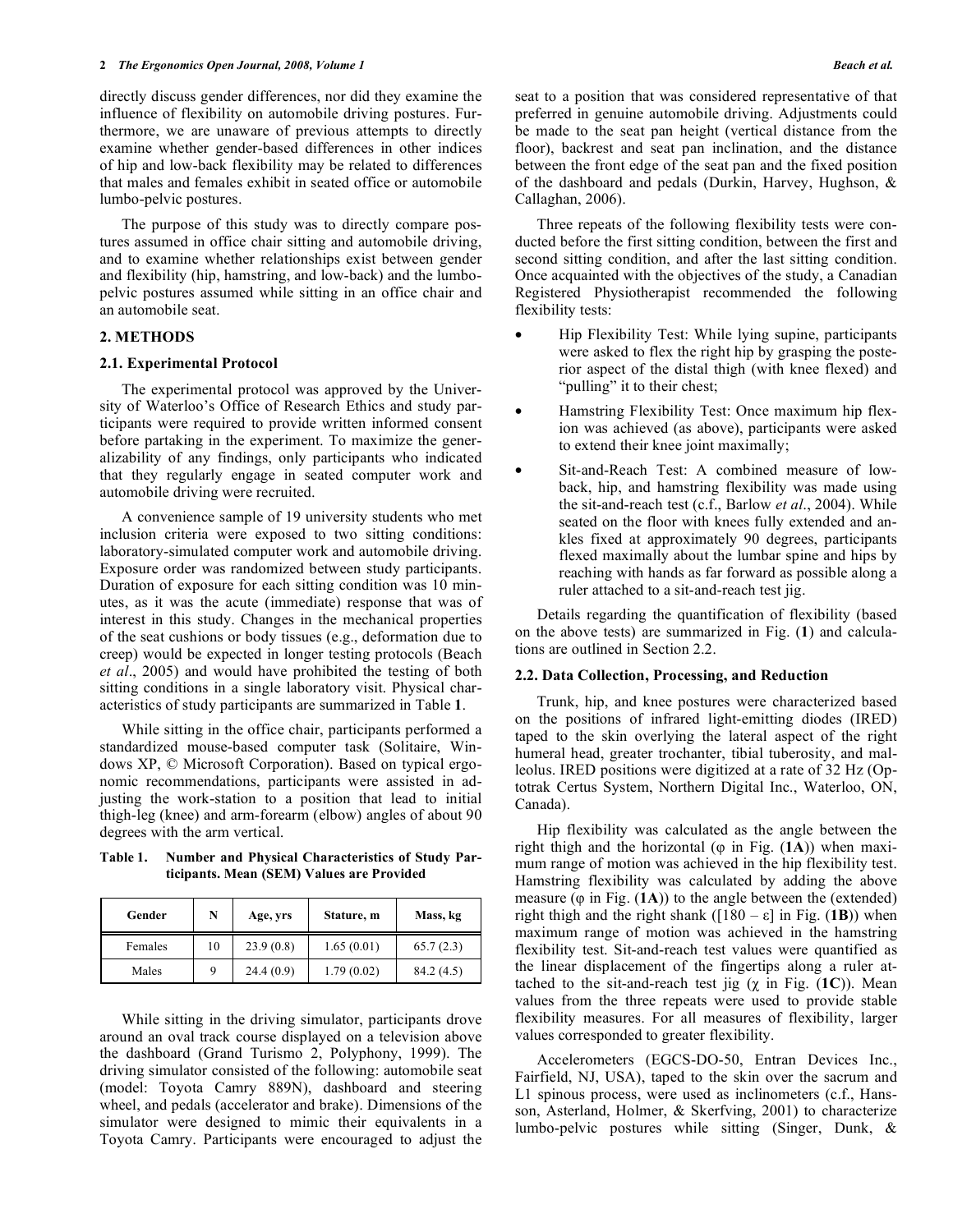directly discuss gender differences, nor did they examine the influence of flexibility on automobile driving postures. Furthermore, we are unaware of previous attempts to directly examine whether gender-based differences in other indices of hip and low-back flexibility may be related to differences that males and females exhibit in seated office or automobile lumbo-pelvic postures.

The purpose of this study was to directly compare postures assumed in office chair sitting and automobile driving, and to examine whether relationships exist between gender and flexibility (hip, hamstring, and low-back) and the lumbo-pelvic postures assumed while sitting in an office chair and an automobile seat.

## 2. METHODS

### 2.1. Experimental Protocol

The experimental protocol was approved by the University of Waterloo's Office of Research Ethics and study participants were required to provide written informed consent before partaking in the experiment. To maximize the generalizability of any findings, only participants who indicated that they regularly engage in seated computer work and automobile driving were recruited.

A convenience sample of 19 university students who met inclusion criteria were exposed to two sitting conditions: laboratory-simulated computer work and automobile driving. Exposure order was randomized between study participants. Duration of exposure for each sitting condition was 10 minutes, as it was the acute (immediate) response that was of interest in this study. Changes in the mechanical properties of the seat cushions or body tissues (e.g., deformation due to creep) would be expected in longer testing protocols (Beach *et al*., 2005) and would have prohibited the testing of both sitting conditions in a single laboratory visit. Physical characteristics of study participants are summarized in Table **1**.

While sitting in the office chair, participants performed a standardized mouse-based computer task (Solitaire, Windows XP, © Microsoft Corporation). Based on typical ergonomic recommendations, participants were assisted in adjusting the work-station to a position that lead to initial thigh-leg (knee) and arm-forearm (elbow) angles of about 90 degrees with the arm vertical.

**Table 1. Number and Physical Characteristics of Study Participants. Mean (SEM) Values are Provided**

| Gender | N | Age, yrs | Stature, m | Mass, kg |
|---|---|---|---|---|
| Females | 10 | 23.9 (0.8) | 1.65 (0.01) | 65.7 (2.3) |
| Males | 9 | 24.4 (0.9) | 1.79 (0.02) | 84.2 (4.5) |

While sitting in the driving simulator, participants drove around an oval track course displayed on a television above the dashboard (Grand Turismo 2, Polyphony, 1999). The driving simulator consisted of the following: automobile seat (model: Toyota Camry 889N), dashboard and steering wheel, and pedals (accelerator and brake). Dimensions of the simulator were designed to mimic their equivalents in a Toyota Camry. Participants were encouraged to adjust the seat to a position that was considered representative of that preferred in genuine automobile driving. Adjustments could be made to the seat pan height (vertical distance from the floor), backrest and seat pan inclination, and the distance between the front edge of the seat pan and the fixed position of the dashboard and pedals (Durkin, Harvey, Hughson, & Callaghan, 2006).

Three repeats of the following flexibility tests were conducted before the first sitting condition, between the first and second sitting condition, and after the last sitting condition. Once acquainted with the objectives of the study, a Canadian Registered Physiotherapist recommended the following flexibility tests:

- Hip Flexibility Test: While lying supine, participants were asked to flex the right hip by grasping the posterior aspect of the distal thigh (with knee flexed) and "pulling" it to their chest;
- Hamstring Flexibility Test: Once maximum hip flexion was achieved (as above), participants were asked to extend their knee joint maximally;
- Sit-and-Reach Test: A combined measure of low-back, hip, and hamstring flexibility was made using the sit-and-reach test (c.f., Barlow *et al*., 2004). While seated on the floor with knees fully extended and ankles fixed at approximately 90 degrees, participants flexed maximally about the lumbar spine and hips by reaching with hands as far forward as possible along a ruler attached to a sit-and-reach test jig.

Details regarding the quantification of flexibility (based on the above tests) are summarized in Fig. (**1**) and calculations are outlined in Section 2.2.

### 2.2. Data Collection, Processing, and Reduction

Trunk, hip, and knee postures were characterized based on the positions of infrared light-emitting diodes (IRED) taped to the skin overlying the lateral aspect of the right humeral head, greater trochanter, tibial tuberosity, and malleolus. IRED positions were digitized at a rate of 32 Hz (Optotrak Certus System, Northern Digital Inc., Waterloo, ON, Canada).

Hip flexibility was calculated as the angle between the right thigh and the horizontal ($\varphi$ in Fig. (**1A**)) when maximum range of motion was achieved in the hip flexibility test. Hamstring flexibility was calculated by adding the above measure ($\varphi$ in Fig. (**1A**)) to the angle between the (extended) right thigh and the right shank ($[180 - \varepsilon]$ in Fig. (**1B**)) when maximum range of motion was achieved in the hamstring flexibility test. Sit-and-reach test values were quantified as the linear displacement of the fingertips along a ruler attached to the sit-and-reach test jig ($\chi$ in Fig. (**1C**)). Mean values from the three repeats were used to provide stable flexibility measures. For all measures of flexibility, larger values corresponded to greater flexibility.

Accelerometers (EGCS-DO-50, Entran Devices Inc., Fairfield, NJ, USA), taped to the skin over the sacrum and L1 spinous process, were used as inclinometers (c.f., Hansson, Asterland, Holmer, & Skerfving, 2001) to characterize lumbo-pelvic postures while sitting (Singer, Dunk, &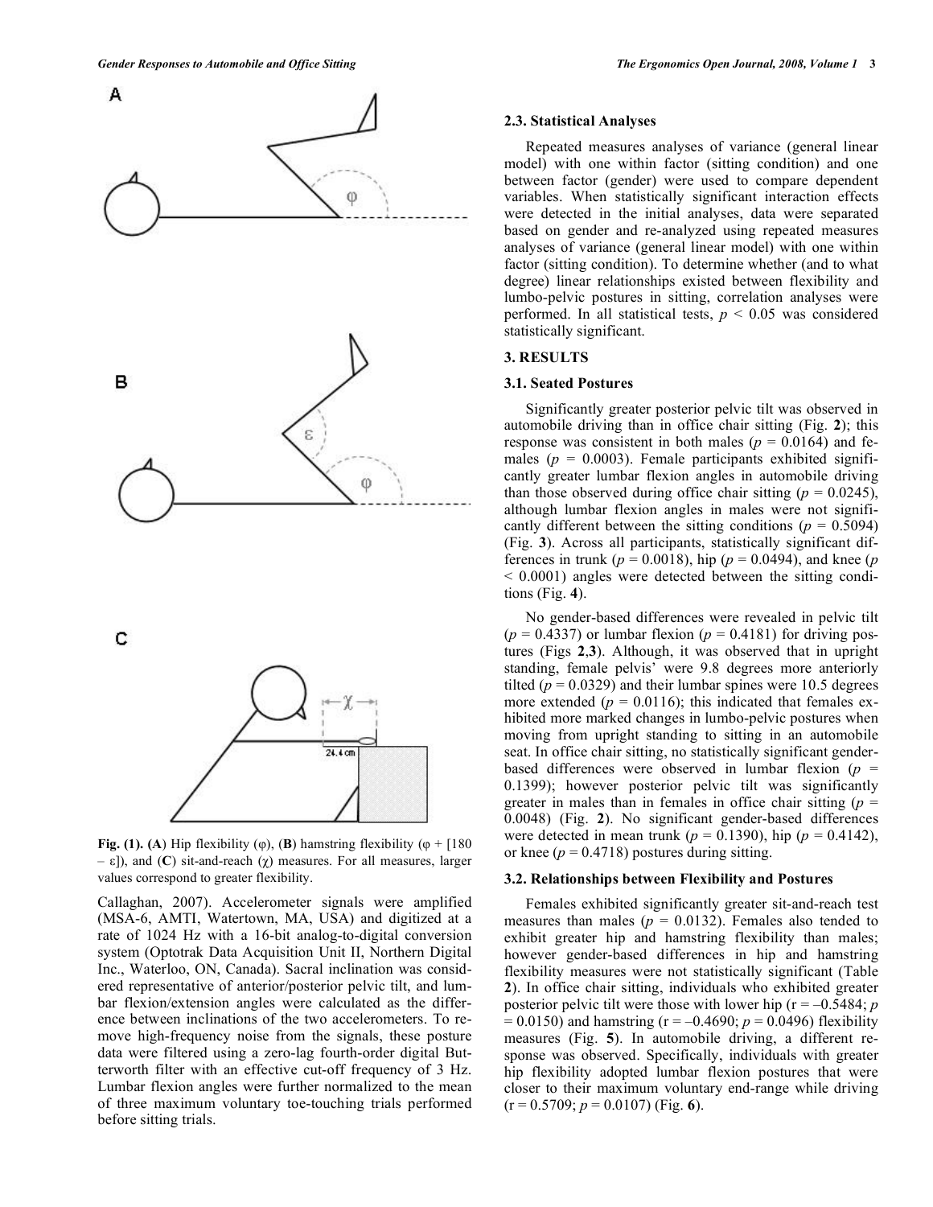**Fig. (1).** (**A**) Hip flexibility ($\varphi$), (**B**) hamstring flexibility ($\varphi$ + [180 – $\varepsilon$]), and (**C**) sit-and-reach ($\chi$) measures. For all measures, larger values correspond to greater flexibility.

Callaghan, 2007). Accelerometer signals were amplified (MSA-6, AMTI, Watertown, MA, USA) and digitized at a rate of 1024 Hz with a 16-bit analog-to-digital conversion system (Optotrak Data Acquisition Unit II, Northern Digital Inc., Waterloo, ON, Canada). Sacral inclination was considered representative of anterior/posterior pelvic tilt, and lumbar flexion/extension angles were calculated as the difference between inclinations of the two accelerometers. To remove high-frequency noise from the signals, these posture data were filtered using a zero-lag fourth-order digital Butterworth filter with an effective cut-off frequency of 3 Hz. Lumbar flexion angles were further normalized to the mean of three maximum voluntary toe-touching trials performed before sitting trials.

### 2.3. Statistical Analyses

Repeated measures analyses of variance (general linear model) with one within factor (sitting condition) and one between factor (gender) were used to compare dependent variables. When statistically significant interaction effects were detected in the initial analyses, data were separated based on gender and re-analyzed using repeated measures analyses of variance (general linear model) with one within factor (sitting condition). To determine whether (and to what degree) linear relationships existed between flexibility and lumbo-pelvic postures in sitting, correlation analyses were performed. In all statistical tests, $p < 0.05$ was considered statistically significant.

## 3. RESULTS

### 3.1. Seated Postures

Significantly greater posterior pelvic tilt was observed in automobile driving than in office chair sitting (Fig. **2**); this response was consistent in both males ($p = 0.0164$) and females ($p = 0.0003$). Female participants exhibited significantly greater lumbar flexion angles in automobile driving than those observed during office chair sitting ($p = 0.0245$), although lumbar flexion angles in males were not significantly different between the sitting conditions ($p = 0.5094$) (Fig. **3**). Across all participants, statistically significant differences in trunk ($p = 0.0018$), hip ($p = 0.0494$), and knee ($p < 0.0001$) angles were detected between the sitting conditions (Fig. **4**).

No gender-based differences were revealed in pelvic tilt ($p = 0.4337$) or lumbar flexion ($p = 0.4181$) for driving postures (Figs **2**,**3**). Although, it was observed that in upright standing, female pelvis' were 9.8 degrees more anteriorly tilted ($p = 0.0329$) and their lumbar spines were 10.5 degrees more extended ($p = 0.0116$); this indicated that females exhibited more marked changes in lumbo-pelvic postures when moving from upright standing to sitting in an automobile seat. In office chair sitting, no statistically significant gender-based differences were observed in lumbar flexion ($p = 0.1399$); however posterior pelvic tilt was significantly greater in males than in females in office chair sitting ($p = 0.0048$) (Fig. **2**). No significant gender-based differences were detected in mean trunk ($p = 0.1390$), hip ($p = 0.4142$), or knee ($p = 0.4718$) postures during sitting.

### 3.2. Relationships between Flexibility and Postures

Females exhibited significantly greater sit-and-reach test measures than males ($p = 0.0132$). Females also tended to exhibit greater hip and hamstring flexibility than males; however gender-based differences in hip and hamstring flexibility measures were not statistically significant (Table **2**). In office chair sitting, individuals who exhibited greater posterior pelvic tilt were those with lower hip ($r = -0.5484$; $p = 0.0150$) and hamstring ($r = -0.4690$; $p = 0.0496$) flexibility measures (Fig. **5**). In automobile driving, a different response was observed. Specifically, individuals with greater hip flexibility adopted lumbar flexion postures that were closer to their maximum voluntary end-range while driving ($r = 0.5709$; $p = 0.0107$) (Fig. **6**).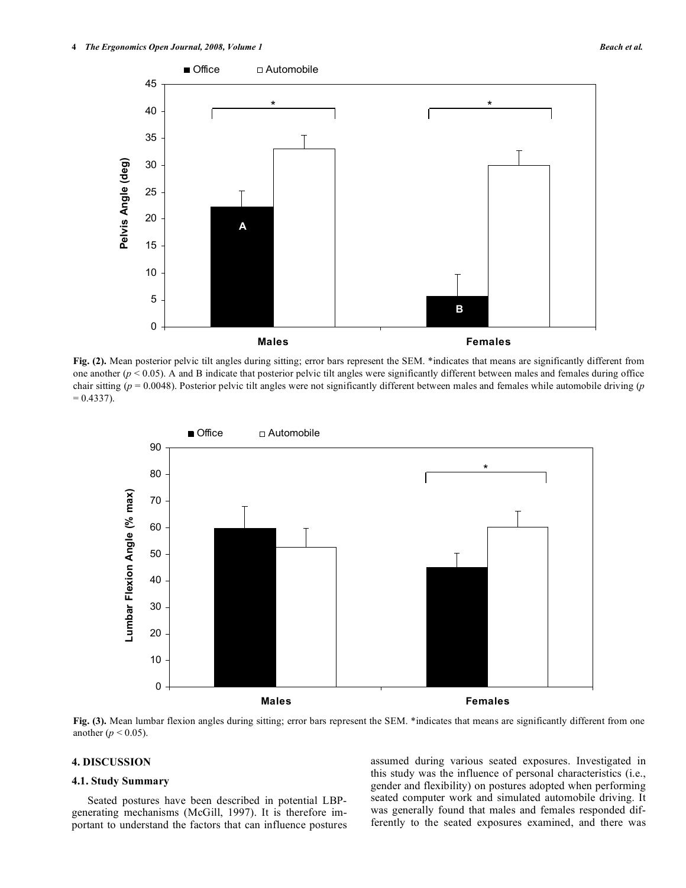**Fig. (2).** Mean posterior pelvic tilt angles during sitting; error bars represent the SEM. *indicates that means are significantly different from one another ($p < 0.05$). A and B indicate that posterior pelvic tilt angles were significantly different between males and females during office chair sitting ($p = 0.0048$). Posterior pelvic tilt angles were not significantly different between males and females while automobile driving ($p = 0.4337$).

**Fig. (3).** Mean lumbar flexion angles during sitting; error bars represent the SEM. *indicates that means are significantly different from one another ($p < 0.05$).

## 4. DISCUSSION

### 4.1. Study Summary

Seated postures have been described in potential LBP-generating mechanisms (McGill, 1997). It is therefore important to understand the factors that can influence postures assumed during various seated exposures. Investigated in this study was the influence of personal characteristics (i.e., gender and flexibility) on postures adopted when performing seated computer work and simulated automobile driving. It was generally found that males and females responded differently to the seated exposures examined, and there was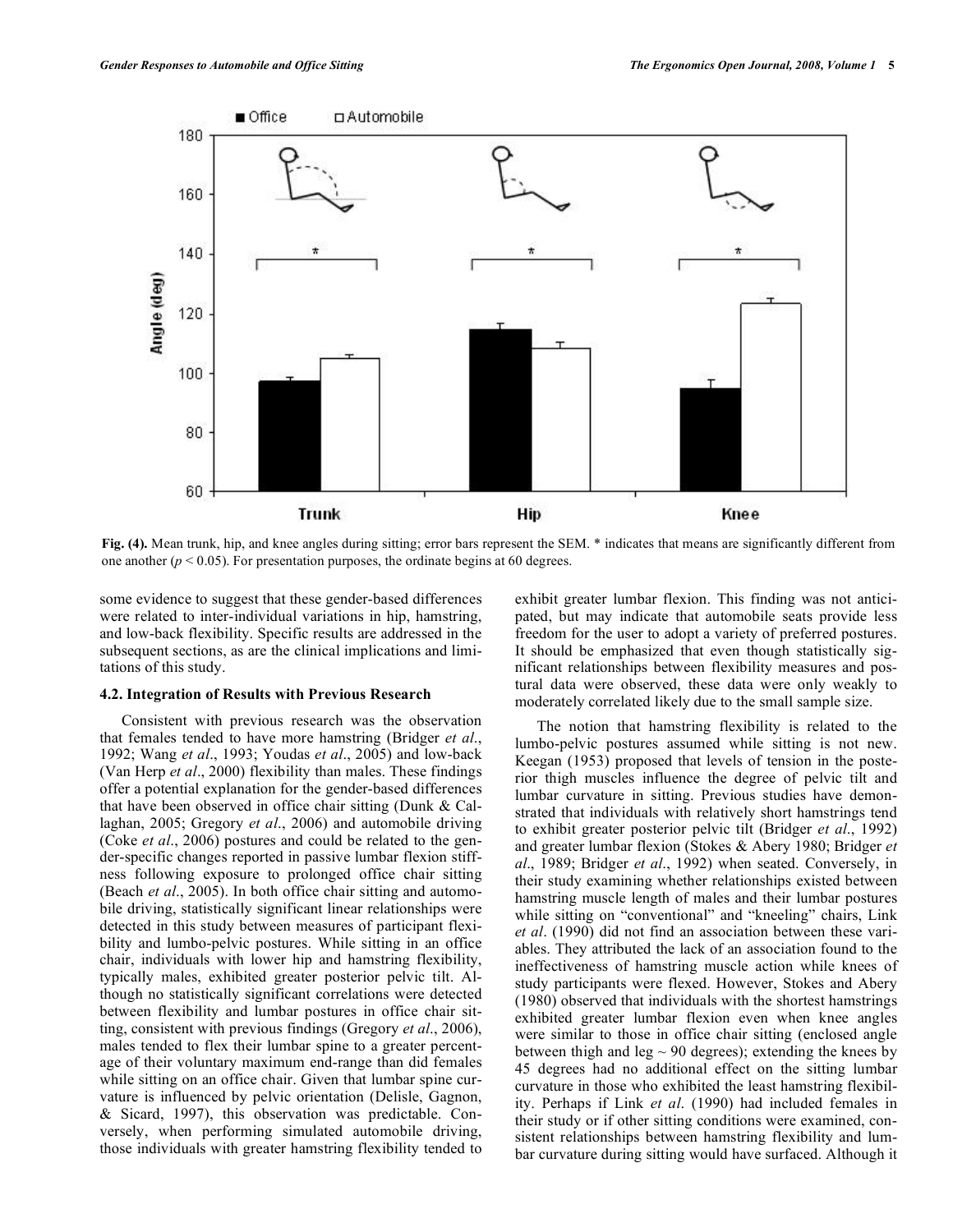**Fig. (4).** Mean trunk, hip, and knee angles during sitting; error bars represent the SEM. * indicates that means are significantly different from one another ($p < 0.05$). For presentation purposes, the ordinate begins at 60 degrees.

some evidence to suggest that these gender-based differences were related to inter-individual variations in hip, hamstring, and low-back flexibility. Specific results are addressed in the subsequent sections, as are the clinical implications and limitations of this study.

### 4.2. Integration of Results with Previous Research

Consistent with previous research was the observation that females tended to have more hamstring (Bridger *et al*., 1992; Wang *et al*., 1993; Youdas *et al*., 2005) and low-back (Van Herp *et al*., 2000) flexibility than males. These findings offer a potential explanation for the gender-based differences that have been observed in office chair sitting (Dunk & Callaghan, 2005; Gregory *et al*., 2006) and automobile driving (Coke *et al*., 2006) postures and could be related to the gender-specific changes reported in passive lumbar flexion stiffness following exposure to prolonged office chair sitting (Beach *et al*., 2005). In both office chair sitting and automobile driving, statistically significant linear relationships were detected in this study between measures of participant flexibility and lumbo-pelvic postures. While sitting in an office chair, individuals with lower hip and hamstring flexibility, typically males, exhibited greater posterior pelvic tilt. Although no statistically significant correlations were detected between flexibility and lumbar postures in office chair sitting, consistent with previous findings (Gregory *et al*., 2006), males tended to flex their lumbar spine to a greater percentage of their voluntary maximum end-range than did females while sitting on an office chair. Given that lumbar spine curvature is influenced by pelvic orientation (Delisle, Gagnon, & Sicard, 1997), this observation was predictable. Conversely, when performing simulated automobile driving, those individuals with greater hamstring flexibility tended to exhibit greater lumbar flexion. This finding was not anticipated, but may indicate that automobile seats provide less freedom for the user to adopt a variety of preferred postures. It should be emphasized that even though statistically significant relationships between flexibility measures and postural data were observed, these data were only weakly to moderately correlated likely due to the small sample size.

The notion that hamstring flexibility is related to the lumbo-pelvic postures assumed while sitting is not new. Keegan (1953) proposed that levels of tension in the posterior thigh muscles influence the degree of pelvic tilt and lumbar curvature in sitting. Previous studies have demonstrated that individuals with relatively short hamstrings tend to exhibit greater posterior pelvic tilt (Bridger *et al*., 1992) and greater lumbar flexion (Stokes & Abery 1980; Bridger *et al*., 1989; Bridger *et al*., 1992) when seated. Conversely, in their study examining whether relationships existed between hamstring muscle length of males and their lumbar postures while sitting on "conventional" and "kneeling" chairs, Link *et al*. (1990) did not find an association between these variables. They attributed the lack of an association found to the ineffectiveness of hamstring muscle action while knees of study participants were flexed. However, Stokes and Abery (1980) observed that individuals with the shortest hamstrings exhibited greater lumbar flexion even when knee angles were similar to those in office chair sitting (enclosed angle between thigh and leg ~ 90 degrees); extending the knees by 45 degrees had no additional effect on the sitting lumbar curvature in those who exhibited the least hamstring flexibility. Perhaps if Link *et al*. (1990) had included females in their study or if other sitting conditions were examined, consistent relationships between hamstring flexibility and lumbar curvature during sitting would have surfaced. Although it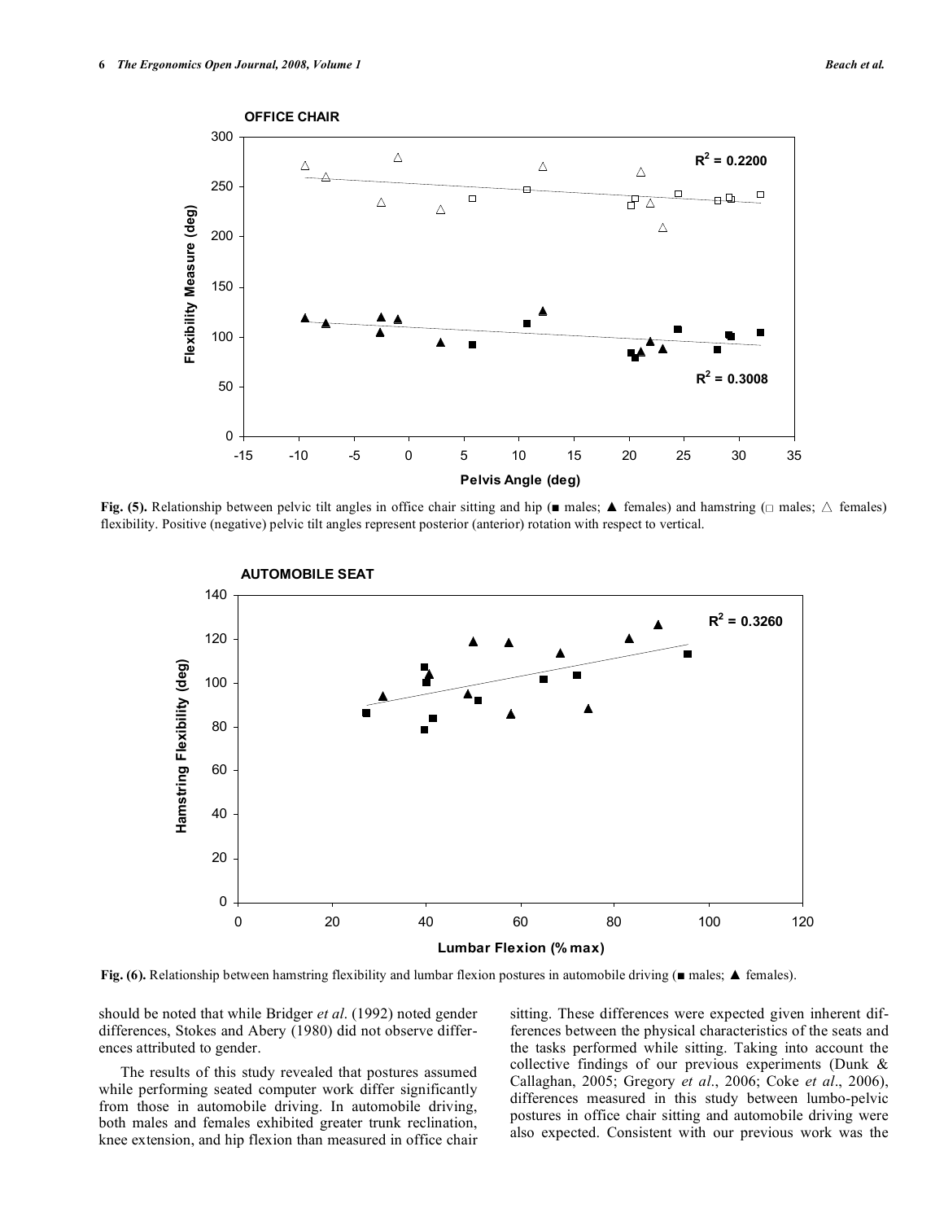Fig. (5). Relationship between pelvic tilt angles in office chair sitting and hip (■ males; ▲ females) and hamstring (□ males; △ females) flexibility. Positive (negative) pelvic tilt angles represent posterior (anterior) rotation with respect to vertical.

Fig. (6). Relationship between hamstring flexibility and lumbar flexion postures in automobile driving (■ males; ▲ females).

should be noted that while Bridger *et al*. (1992) noted gender differences, Stokes and Abery (1980) did not observe differences attributed to gender.

The results of this study revealed that postures assumed while performing seated computer work differ significantly from those in automobile driving. In automobile driving, both males and females exhibited greater trunk reclination, knee extension, and hip flexion than measured in office chair sitting. These differences were expected given inherent differences between the physical characteristics of the seats and the tasks performed while sitting. Taking into account the collective findings of our previous experiments (Dunk & Callaghan, 2005; Gregory *et al*., 2006; Coke *et al*., 2006), differences measured in this study between lumbo-pelvic postures in office chair sitting and automobile driving were also expected. Consistent with our previous work was the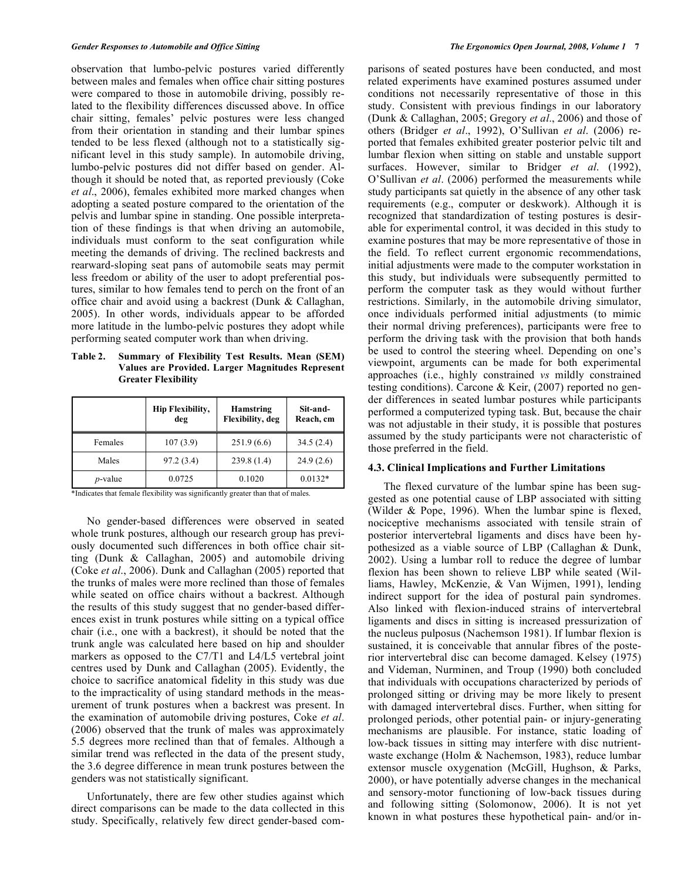observation that lumbo-pelvic postures varied differently between males and females when office chair sitting postures were compared to those in automobile driving, possibly related to the flexibility differences discussed above. In office chair sitting, females' pelvic postures were less changed from their orientation in standing and their lumbar spines tended to be less flexed (although not to a statistically significant level in this study sample). In automobile driving, lumbo-pelvic postures did not differ based on gender. Although it should be noted that, as reported previously (Coke *et al*., 2006), females exhibited more marked changes when adopting a seated posture compared to the orientation of the pelvis and lumbar spine in standing. One possible interpretation of these findings is that when driving an automobile, individuals must conform to the seat configuration while meeting the demands of driving. The reclined backrests and rearward-sloping seat pans of automobile seats may permit less freedom or ability of the user to adopt preferential postures, similar to how females tend to perch on the front of an office chair and avoid using a backrest (Dunk & Callaghan, 2005). In other words, individuals appear to be afforded more latitude in the lumbo-pelvic postures they adopt while performing seated computer work than when driving.

**Table 2. Summary of Flexibility Test Results. Mean (SEM) Values are Provided. Larger Magnitudes Represent Greater Flexibility**

| | Hip Flexibility, deg | Hamstring Flexibility, deg | Sit-and-Reach, cm |
|---|---|---|---|
| Females | 107 (3.9) | 251.9 (6.6) | 34.5 (2.4) |
| Males | 97.2 (3.4) | 239.8 (1.4) | 24.9 (2.6) |
| *p*-value | 0.0725 | 0.1020 | 0.0132* |

*Indicates that female flexibility was significantly greater than that of males.

No gender-based differences were observed in seated whole trunk postures, although our research group has previously documented such differences in both office chair sitting (Dunk & Callaghan, 2005) and automobile driving (Coke *et al*., 2006). Dunk and Callaghan (2005) reported that the trunks of males were more reclined than those of females while seated on office chairs without a backrest. Although the results of this study suggest that no gender-based differences exist in trunk postures while sitting on a typical office chair (i.e., one with a backrest), it should be noted that the trunk angle was calculated here based on hip and shoulder markers as opposed to the C7/T1 and L4/L5 vertebral joint centres used by Dunk and Callaghan (2005). Evidently, the choice to sacrifice anatomical fidelity in this study was due to the impracticality of using standard methods in the measurement of trunk postures when a backrest was present. In the examination of automobile driving postures, Coke *et al*. (2006) observed that the trunk of males was approximately 5.5 degrees more reclined than that of females. Although a similar trend was reflected in the data of the present study, the 3.6 degree difference in mean trunk postures between the genders was not statistically significant.

Unfortunately, there are few other studies against which direct comparisons can be made to the data collected in this study. Specifically, relatively few direct gender-based comparisons of seated postures have been conducted, and most related experiments have examined postures assumed under conditions not necessarily representative of those in this study. Consistent with previous findings in our laboratory (Dunk & Callaghan, 2005; Gregory *et al*., 2006) and those of others (Bridger *et al*., 1992), O'Sullivan *et al*. (2006) reported that females exhibited greater posterior pelvic tilt and lumbar flexion when sitting on stable and unstable support surfaces. However, similar to Bridger *et al*. (1992), O'Sullivan *et al*. (2006) performed the measurements while study participants sat quietly in the absence of any other task requirements (e.g., computer or deskwork). Although it is recognized that standardization of testing postures is desirable for experimental control, it was decided in this study to examine postures that may be more representative of those in the field. To reflect current ergonomic recommendations, initial adjustments were made to the computer workstation in this study, but individuals were subsequently permitted to perform the computer task as they would without further restrictions. Similarly, in the automobile driving simulator, once individuals performed initial adjustments (to mimic their normal driving preferences), participants were free to perform the driving task with the provision that both hands be used to control the steering wheel. Depending on one's viewpoint, arguments can be made for both experimental approaches (i.e., highly constrained *vs* mildly constrained testing conditions). Carcone & Keir, (2007) reported no gender differences in seated lumbar postures while participants performed a computerized typing task. But, because the chair was not adjustable in their study, it is possible that postures assumed by the study participants were not characteristic of those preferred in the field.

### 4.3. Clinical Implications and Further Limitations

The flexed curvature of the lumbar spine has been suggested as one potential cause of LBP associated with sitting (Wilder & Pope, 1996). When the lumbar spine is flexed, nociceptive mechanisms associated with tensile strain of posterior intervertebral ligaments and discs have been hypothesized as a viable source of LBP (Callaghan & Dunk, 2002). Using a lumbar roll to reduce the degree of lumbar flexion has been shown to relieve LBP while seated (Williams, Hawley, McKenzie, & Van Wijmen, 1991), lending indirect support for the idea of postural pain syndromes. Also linked with flexion-induced strains of intervertebral ligaments and discs in sitting is increased pressurization of the nucleus pulposus (Nachemson 1981). If lumbar flexion is sustained, it is conceivable that annular fibres of the posterior intervertebral disc can become damaged. Kelsey (1975) and Videman, Nurminen, and Troup (1990) both concluded that individuals with occupations characterized by periods of prolonged sitting or driving may be more likely to present with damaged intervertebral discs. Further, when sitting for prolonged periods, other potential pain- or injury-generating mechanisms are plausible. For instance, static loading of low-back tissues in sitting may interfere with disc nutrient-waste exchange (Holm & Nachemson, 1983), reduce lumbar extensor muscle oxygenation (McGill, Hughson, & Parks, 2000), or have potentially adverse changes in the mechanical and sensory-motor functioning of low-back tissues during and following sitting (Solomonow, 2006). It is not yet known in what postures these hypothetical pain- and/or in-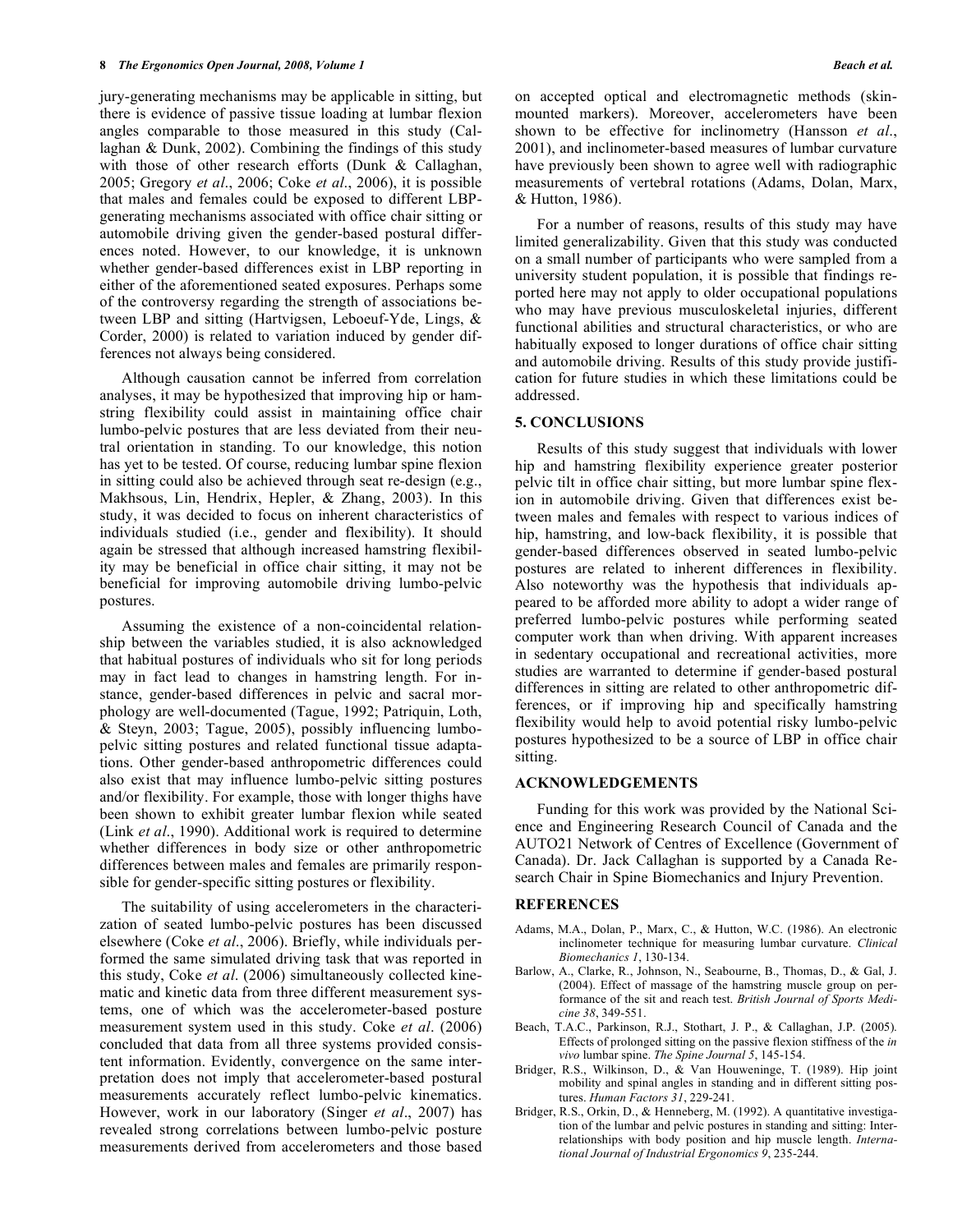jury-generating mechanisms may be applicable in sitting, but there is evidence of passive tissue loading at lumbar flexion angles comparable to those measured in this study (Callaghan & Dunk, 2002). Combining the findings of this study with those of other research efforts (Dunk & Callaghan, 2005; Gregory *et al*., 2006; Coke *et al*., 2006), it is possible that males and females could be exposed to different LBP-generating mechanisms associated with office chair sitting or automobile driving given the gender-based postural differences noted. However, to our knowledge, it is unknown whether gender-based differences exist in LBP reporting in either of the aforementioned seated exposures. Perhaps some of the controversy regarding the strength of associations between LBP and sitting (Hartvigsen, Leboeuf-Yde, Lings, & Corder, 2000) is related to variation induced by gender differences not always being considered.

Although causation cannot be inferred from correlation analyses, it may be hypothesized that improving hip or hamstring flexibility could assist in maintaining office chair lumbo-pelvic postures that are less deviated from their neutral orientation in standing. To our knowledge, this notion has yet to be tested. Of course, reducing lumbar spine flexion in sitting could also be achieved through seat re-design (e.g., Makhsous, Lin, Hendrix, Hepler, & Zhang, 2003). In this study, it was decided to focus on inherent characteristics of individuals studied (i.e., gender and flexibility). It should again be stressed that although increased hamstring flexibility may be beneficial in office chair sitting, it may not be beneficial for improving automobile driving lumbo-pelvic postures.

Assuming the existence of a non-coincidental relationship between the variables studied, it is also acknowledged that habitual postures of individuals who sit for long periods may in fact lead to changes in hamstring length. For instance, gender-based differences in pelvic and sacral morphology are well-documented (Tague, 1992; Patriquin, Loth, & Steyn, 2003; Tague, 2005), possibly influencing lumbo-pelvic sitting postures and related functional tissue adaptations. Other gender-based anthropometric differences could also exist that may influence lumbo-pelvic sitting postures and/or flexibility. For example, those with longer thighs have been shown to exhibit greater lumbar flexion while seated (Link *et al*., 1990). Additional work is required to determine whether differences in body size or other anthropometric differences between males and females are primarily responsible for gender-specific sitting postures or flexibility.

The suitability of using accelerometers in the characterization of seated lumbo-pelvic postures has been discussed elsewhere (Coke *et al*., 2006). Briefly, while individuals performed the same simulated driving task that was reported in this study, Coke *et al*. (2006) simultaneously collected kinematic and kinetic data from three different measurement systems, one of which was the accelerometer-based posture measurement system used in this study. Coke *et al*. (2006) concluded that data from all three systems provided consistent information. Evidently, convergence on the same interpretation does not imply that accelerometer-based postural measurements accurately reflect lumbo-pelvic kinematics. However, work in our laboratory (Singer *et al*., 2007) has revealed strong correlations between lumbo-pelvic posture measurements derived from accelerometers and those based on accepted optical and electromagnetic methods (skin-mounted markers). Moreover, accelerometers have been shown to be effective for inclinometry (Hansson *et al*., 2001), and inclinometer-based measures of lumbar curvature have previously been shown to agree well with radiographic measurements of vertebral rotations (Adams, Dolan, Marx, & Hutton, 1986).

For a number of reasons, results of this study may have limited generalizability. Given that this study was conducted on a small number of participants who were sampled from a university student population, it is possible that findings reported here may not apply to older occupational populations who may have previous musculoskeletal injuries, different functional abilities and structural characteristics, or who are habitually exposed to longer durations of office chair sitting and automobile driving. Results of this study provide justification for future studies in which these limitations could be addressed.

## 5. CONCLUSIONS

Results of this study suggest that individuals with lower hip and hamstring flexibility experience greater posterior pelvic tilt in office chair sitting, but more lumbar spine flexion in automobile driving. Given that differences exist between males and females with respect to various indices of hip, hamstring, and low-back flexibility, it is possible that gender-based differences observed in seated lumbo-pelvic postures are related to inherent differences in flexibility. Also noteworthy was the hypothesis that individuals appeared to be afforded more ability to adopt a wider range of preferred lumbo-pelvic postures while performing seated computer work than when driving. With apparent increases in sedentary occupational and recreational activities, more studies are warranted to determine if gender-based postural differences in sitting are related to other anthropometric differences, or if improving hip and specifically hamstring flexibility would help to avoid potential risky lumbo-pelvic postures hypothesized to be a source of LBP in office chair sitting.

## ACKNOWLEDGEMENTS

Funding for this work was provided by the National Science and Engineering Research Council of Canada and the AUTO21 Network of Centres of Excellence (Government of Canada). Dr. Jack Callaghan is supported by a Canada Research Chair in Spine Biomechanics and Injury Prevention.

## REFERENCES

Adams, M.A., Dolan, P., Marx, C., & Hutton, W.C. (1986). An electronic inclinometer technique for measuring lumbar curvature. *Clinical Biomechanics 1*, 130-134.

Barlow, A., Clarke, R., Johnson, N., Seabourne, B., Thomas, D., & Gal, J. (2004). Effect of massage of the hamstring muscle group on performance of the sit and reach test. *British Journal of Sports Medicine 38*, 349-551.

Beach, T.A.C., Parkinson, R.J., Stothart, J. P., & Callaghan, J.P. (2005). Effects of prolonged sitting on the passive flexion stiffness of the *in vivo* lumbar spine. *The Spine Journal 5*, 145-154.

Bridger, R.S., Wilkinson, D., & Van Houweninge, T. (1989). Hip joint mobility and spinal angles in standing and in different sitting postures. *Human Factors 31*, 229-241.

Bridger, R.S., Orkin, D., & Henneberg, M. (1992). A quantitative investigation of the lumbar and pelvic postures in standing and sitting: Interrelationships with body position and hip muscle length. *International Journal of Industrial Ergonomics 9*, 235-244.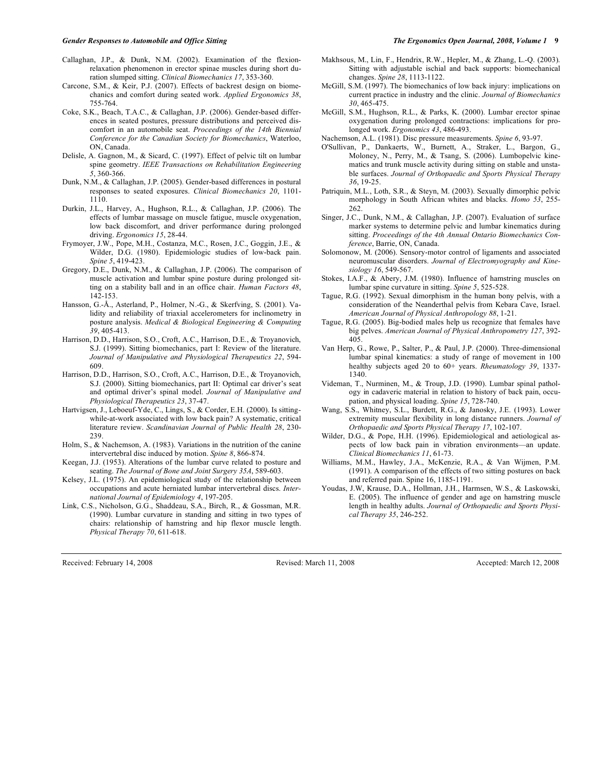Callaghan, J.P., & Dunk, N.M. (2002). Examination of the flexion-relaxation phenomenon in erector spinae muscles during short duration slumped sitting. *Clinical Biomechanics 17*, 353-360.

Carcone, S.M., & Keir, P.J. (2007). Effects of backrest design on biomechanics and comfort during seated work. *Applied Ergonomics 38*, 755-764.

Coke, S.K., Beach, T.A.C., & Callaghan, J.P. (2006). Gender-based differences in seated postures, pressure distributions and perceived discomfort in an automobile seat. *Proceedings of the 14th Biennial Conference for the Canadian Society for Biomechanics*, Waterloo, ON, Canada.

Delisle, A. Gagnon, M., & Sicard, C. (1997). Effect of pelvic tilt on lumbar spine geometry. *IEEE Transactions on Rehabilitation Engineering 5*, 360-366.

Dunk, N.M., & Callaghan, J.P. (2005). Gender-based differences in postural responses to seated exposures. *Clinical Biomechanics 20*, 1101-1110.

Durkin, J.L., Harvey, A., Hughson, R.L., & Callaghan, J.P. (2006). The effects of lumbar massage on muscle fatigue, muscle oxygenation, low back discomfort, and driver performance during prolonged driving. *Ergonomics 15*, 28-44.

Frymoyer, J.W., Pope, M.H., Costanza, M.C., Rosen, J.C., Goggin, J.E., & Wilder, D.G. (1980). Epidemiologic studies of low-back pain. *Spine 5*, 419-423.

Gregory, D.E., Dunk, N.M., & Callaghan, J.P. (2006). The comparison of muscle activation and lumbar spine posture during prolonged sitting on a stability ball and in an office chair. *Human Factors 48*, 142-153.

Hansson, G.-Å., Asterland, P., Holmer, N.-G., & Skerfving, S. (2001). Validity and reliability of triaxial accelerometers for inclinometry in posture analysis. *Medical & Biological Engineering & Computing 39*, 405-413.

Harrison, D.D., Harrison, S.O., Croft, A.C., Harrison, D.E., & Troyanovich, S.J. (1999). Sitting biomechanics, part I: Review of the literature. *Journal of Manipulative and Physiological Therapeutics 22*, 594-609.

Harrison, D.D., Harrison, S.O., Croft, A.C., Harrison, D.E., & Troyanovich, S.J. (2000). Sitting biomechanics, part II: Optimal car driver's seat and optimal driver's spinal model. *Journal of Manipulative and Physiological Therapeutics 23*, 37-47.

Hartvigsen, J., Leboeuf-Yde, C., Lings, S., & Corder, E.H. (2000). Is sitting-while-at-work associated with low back pain? A systematic, critical literature review. *Scandinavian Journal of Public Health 28*, 230-239.

Holm, S., & Nachemson, A. (1983). Variations in the nutrition of the canine intervertebral disc induced by motion. *Spine 8*, 866-874.

Keegan, J.J. (1953). Alterations of the lumbar curve related to posture and seating. *The Journal of Bone and Joint Surgery 35A*, 589-603.

Kelsey, J.L. (1975). An epidemiological study of the relationship between occupations and acute herniated lumbar intervertebral discs. *International Journal of Epidemiology 4*, 197-205.

Link, C.S., Nicholson, G.G., Shaddeau, S.A., Birch, R., & Gossman, M.R. (1990). Lumbar curvature in standing and sitting in two types of chairs: relationship of hamstring and hip flexor muscle length. *Physical Therapy 70*, 611-618.

Makhsous, M., Lin, F., Hendrix, R.W., Hepler, M., & Zhang, L.-Q. (2003). Sitting with adjustable ischial and back supports: biomechanical changes. *Spine 28*, 1113-1122.

McGill, S.M. (1997). The biomechanics of low back injury: implications on current practice in industry and the clinic. *Journal of Biomechanics 30*, 465-475.

McGill, S.M., Hughson, R.L., & Parks, K. (2000). Lumbar erector spinae oxygenation during prolonged contractions: implications for prolonged work. *Ergonomics 43*, 486-493.

Nachemson, A.L. (1981). Disc pressure measurements. *Spine 6*, 93-97.

O'Sullivan, P., Dankaerts, W., Burnett, A., Straker, L., Bargon, G., Moloney, N., Perry, M., & Tsang, S. (2006). Lumbopelvic kinematics and trunk muscle activity during sitting on stable and unstable surfaces. *Journal of Orthopaedic and Sports Physical Therapy 36*, 19-25.

Patriquin, M.L., Loth, S.R., & Steyn, M. (2003). Sexually dimorphic pelvic morphology in South African whites and blacks. *Homo 53*, 255-262.

Singer, J.C., Dunk, N.M., & Callaghan, J.P. (2007). Evaluation of surface marker systems to determine pelvic and lumbar kinematics during sitting. *Proceedings of the 4th Annual Ontario Biomechanics Conference*, Barrie, ON, Canada.

Solomonow, M. (2006). Sensory-motor control of ligaments and associated neuromuscular disorders. *Journal of Electromyography and Kinesiology 16*, 549-567.

Stokes, I.A.F., & Abery, J.M. (1980). Influence of hamstring muscles on lumbar spine curvature in sitting. *Spine 5*, 525-528.

Tague, R.G. (1992). Sexual dimorphism in the human bony pelvis, with a consideration of the Neanderthal pelvis from Kebara Cave, Israel. *American Journal of Physical Anthropology 88*, 1-21.

Tague, R.G. (2005). Big-bodied males help us recognize that females have big pelves. *American Journal of Physical Anthropometry 127*, 392-405.

Van Herp, G., Rowe, P., Salter, P., & Paul, J.P. (2000). Three-dimensional lumbar spinal kinematics: a study of range of movement in 100 healthy subjects aged 20 to 60+ years. *Rheumatology 39*, 1337-1340.

Videman, T., Nurminen, M., & Troup, J.D. (1990). Lumbar spinal pathology in cadaveric material in relation to history of back pain, occupation, and physical loading. *Spine 15*, 728-740.

Wang, S.S., Whitney, S.L., Burdett, R.G., & Janosky, J.E. (1993). Lower extremity muscular flexibility in long distance runners. *Journal of Orthopaedic and Sports Physical Therapy 17*, 102-107.

Wilder, D.G., & Pope, H.H. (1996). Epidemiological and aetiological aspects of low back pain in vibration environments—an update. *Clinical Biomechanics 11*, 61-73.

Williams, M.M., Hawley, J.A., McKenzie, R.A., & Van Wijmen, P.M. (1991). A comparison of the effects of two sitting postures on back and referred pain. Spine 16, 1185-1191.

Youdas, J.W, Krause, D.A., Hollman, J.H., Harmsen, W.S., & Laskowski, E. (2005). The influence of gender and age on hamstring muscle length in healthy adults. *Journal of Orthopaedic and Sports Physical Therapy 35*, 246-252.

Received: February 14, 2008 Revised: March 11, 2008 Accepted: March 12, 2008